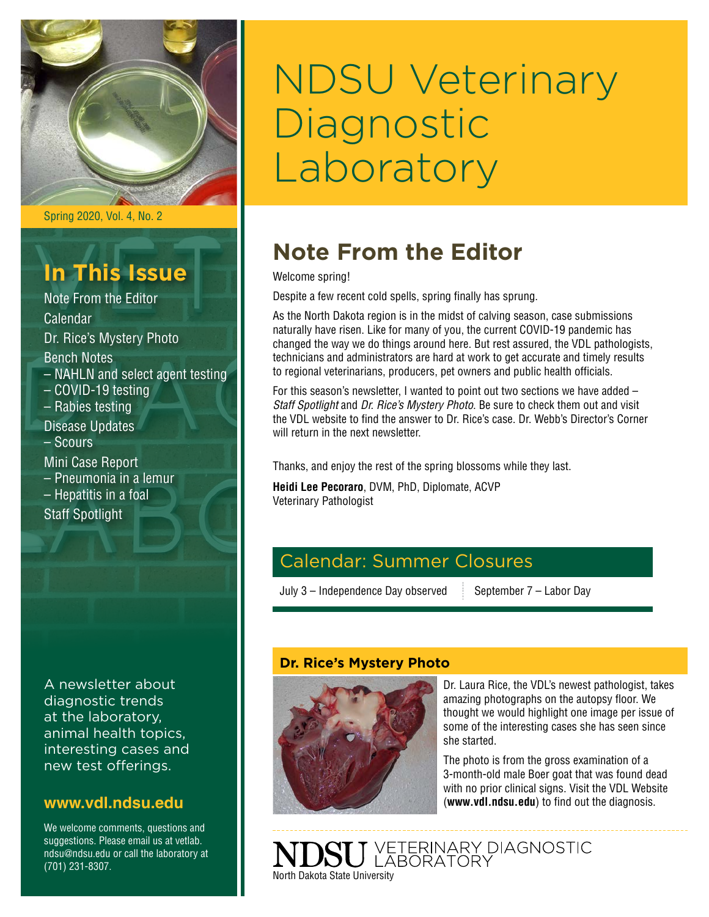# NDSU Veterinary Diagnostic Laboratory

Spring 2020, Vol. 4, No. 2

## In This Issue

- Note From the Editor
- Calendar
- Dr. Rice's Mystery Photo
- Bench Notes
  - NAHLN and select agent testing
  - COVID-19 testing
  - Rabies testing
- Disease Updates
  - Scours
- Mini Case Report
  - Pneumonia in a lemur
  - Hepatitis in a foal
- Staff Spotlight

A newsletter about diagnostic trends at the laboratory, animal health topics, interesting cases and new test offerings.

**www.vdl.ndsu.edu**

We welcome comments, questions and suggestions. Please email us at vetlab.ndsu@ndsu.edu or call the laboratory at (701) 231-8307.

## Note From the Editor

Welcome spring!

Despite a few recent cold spells, spring finally has sprung.

As the North Dakota region is in the midst of calving season, case submissions naturally have risen. Like for many of you, the current COVID-19 pandemic has changed the way we do things around here. But rest assured, the VDL pathologists, technicians and administrators are hard at work to get accurate and timely results to regional veterinarians, producers, pet owners and public health officials.

For this season's newsletter, I wanted to point out two sections we have added – *Staff Spotlight* and *Dr. Rice's Mystery Photo.* Be sure to check them out and visit the VDL website to find the answer to Dr. Rice's case. Dr. Webb's Director's Corner will return in the next newsletter.

Thanks, and enjoy the rest of the spring blossoms while they last.

**Heidi Lee Pecoraro**, DVM, PhD, Diplomate, ACVP
Veterinary Pathologist

## Calendar: Summer Closures

| July 3 – Independence Day observed | September 7 – Labor Day |
|---|---|

### Dr. Rice's Mystery Photo

Dr. Laura Rice, the VDL's newest pathologist, takes amazing photographs on the autopsy floor. We thought we would highlight one image per issue of some of the interesting cases she has seen since she started.

The photo is from the gross examination of a 3-month-old male Boer goat that was found dead with no prior clinical signs. Visit the VDL Website (**www.vdl.ndsu.edu**) to find out the diagnosis.

NDSU VETERINARY DIAGNOSTIC LABORATORY
North Dakota State University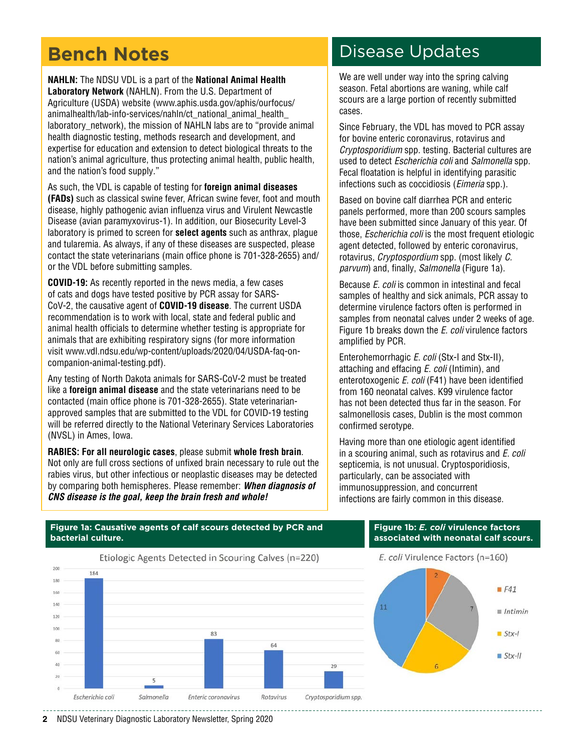# Bench Notes

**NAHLN:** The NDSU VDL is a part of the **National Animal Health Laboratory Network** (NAHLN). From the U.S. Department of Agriculture (USDA) website (www.aphis.usda.gov/aphis/ourfocus/animalhealth/lab-info-services/nahln/ct_national_animal_health_laboratory_network), the mission of NAHLN labs are to "provide animal health diagnostic testing, methods research and development, and expertise for education and extension to detect biological threats to the nation's animal agriculture, thus protecting animal health, public health, and the nation's food supply."

As such, the VDL is capable of testing for **foreign animal diseases (FADs)** such as classical swine fever, African swine fever, foot and mouth disease, highly pathogenic avian influenza virus and Virulent Newcastle Disease (avian paramyxovirus-1). In addition, our Biosecurity Level-3 laboratory is primed to screen for **select agents** such as anthrax, plague and tularemia. As always, if any of these diseases are suspected, please contact the state veterinarians (main office phone is 701-328-2655) and/or the VDL before submitting samples.

**COVID-19:** As recently reported in the news media, a few cases of cats and dogs have tested positive by PCR assay for SARS-CoV-2, the causative agent of **COVID-19 disease**. The current USDA recommendation is to work with local, state and federal public and animal health officials to determine whether testing is appropriate for animals that are exhibiting respiratory signs (for more information visit www.vdl.ndsu.edu/wp-content/uploads/2020/04/USDA-faq-on-companion-animal-testing.pdf).

Any testing of North Dakota animals for SARS-CoV-2 must be treated like a **foreign animal disease** and the state veterinarians need to be contacted (main office phone is 701-328-2655). State veterinarian-approved samples that are submitted to the VDL for COVID-19 testing will be referred directly to the National Veterinary Services Laboratories (NVSL) in Ames, Iowa.

**RABIES: For all neurologic cases**, please submit **whole fresh brain**. Not only are full cross sections of unfixed brain necessary to rule out the rabies virus, but other infectious or neoplastic diseases may be detected by comparing both hemispheres. Please remember: ***When diagnosis of CNS disease is the goal, keep the brain fresh and whole!***

# Disease Updates

We are well under way into the spring calving season. Fetal abortions are waning, while calf scours are a large portion of recently submitted cases.

Since February, the VDL has moved to PCR assay for bovine enteric coronavirus, rotavirus and *Cryptosporidium* spp. testing. Bacterial cultures are used to detect *Escherichia coli* and *Salmonella* spp. Fecal floatation is helpful in identifying parasitic infections such as coccidiosis (*Eimeria* spp.).

Based on bovine calf diarrhea PCR and enteric panels performed, more than 200 scours samples have been submitted since January of this year. Of those, *Escherichia coli* is the most frequent etiologic agent detected, followed by enteric coronavirus, rotavirus, *Cryptospordium* spp. (most likely *C. parvum*) and, finally, *Salmonella* (Figure 1a).

Because *E. coli* is common in intestinal and fecal samples of healthy and sick animals, PCR assay to determine virulence factors often is performed in samples from neonatal calves under 2 weeks of age. Figure 1b breaks down the *E. coli* virulence factors amplified by PCR.

Enterohemorrhagic *E. coli* (Stx-I and Stx-II), attaching and effacing *E. coli* (Intimin), and enterotoxogenic *E. coli* (F41) have been identified from 160 neonatal calves. K99 virulence factor has not been detected thus far in the season. For salmonellosis cases, Dublin is the most common confirmed serotype.

Having more than one etiologic agent identified in a scouring animal, such as rotavirus and *E. coli* septicemia, is not unusual. Cryptosporidiosis, particularly, can be associated with immunosuppression, and concurrent infections are fairly common in this disease.

**Figure 1a: Causative agents of calf scours detected by PCR and bacterial culture.**

Etiologic Agents Detected in Scouring Calves (n=220)

| Agent | Count |
|---|---|
| *Escherichia coli* | 184 |
| *Salmonella* | 5 |
| Enteric coronavirus | 83 |
| Rotavirus | 64 |
| *Cryptosporidium* spp. | 29 |

**Figure 1b: *E. coli* virulence factors associated with neonatal calf scours.**

*E. coli* Virulence Factors (n=160)

| Virulence Factor | Count |
|---|---|
| F41 | 2 |
| Intimin | 7 |
| Stx-I | 6 |
| Stx-II | 11 |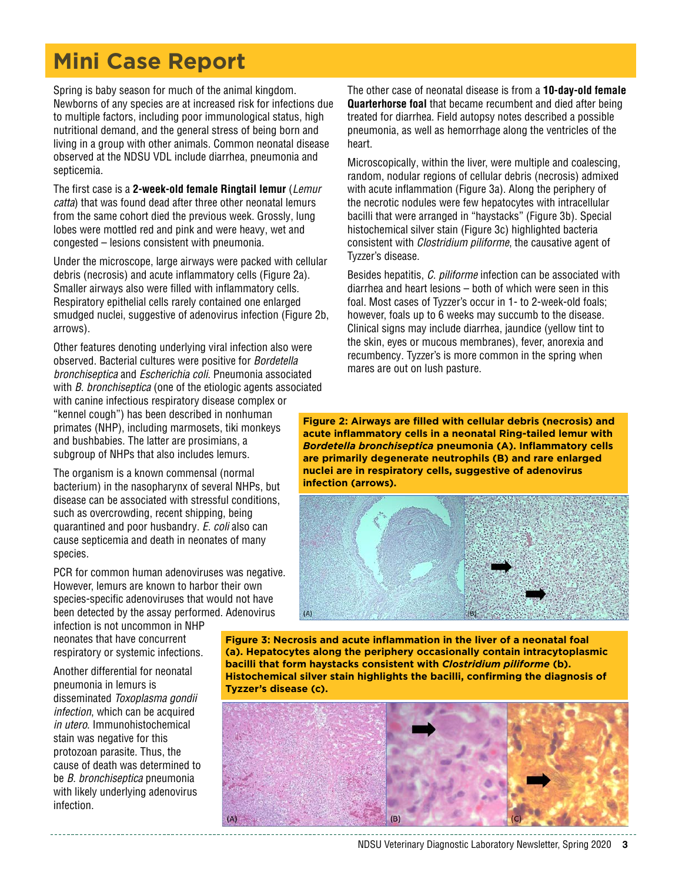# Mini Case Report

Spring is baby season for much of the animal kingdom. Newborns of any species are at increased risk for infections due to multiple factors, including poor immunological status, high nutritional demand, and the general stress of being born and living in a group with other animals. Common neonatal disease observed at the NDSU VDL include diarrhea, pneumonia and septicemia.

The first case is a **2-week-old female Ringtail lemur** (*Lemur catta*) that was found dead after three other neonatal lemurs from the same cohort died the previous week. Grossly, lung lobes were mottled red and pink and were heavy, wet and congested – lesions consistent with pneumonia.

Under the microscope, large airways were packed with cellular debris (necrosis) and acute inflammatory cells (Figure 2a). Smaller airways also were filled with inflammatory cells. Respiratory epithelial cells rarely contained one enlarged smudged nuclei, suggestive of adenovirus infection (Figure 2b, arrows).

Other features denoting underlying viral infection also were observed. Bacterial cultures were positive for *Bordetella bronchiseptica* and *Escherichia coli*. Pneumonia associated with *B. bronchiseptica* (one of the etiologic agents associated with canine infectious respiratory disease complex or "kennel cough") has been described in nonhuman primates (NHP), including marmosets, tiki monkeys and bushbabies. The latter are prosimians, a subgroup of NHPs that also includes lemurs.

The organism is a known commensal (normal bacterium) in the nasopharynx of several NHPs, but disease can be associated with stressful conditions, such as overcrowding, recent shipping, being quarantined and poor husbandry. *E. coli* also can cause septicemia and death in neonates of many species.

PCR for common human adenoviruses was negative. However, lemurs are known to harbor their own species-specific adenoviruses that would not have been detected by the assay performed. Adenovirus infection is not uncommon in NHP neonates that have concurrent respiratory or systemic infections.

Another differential for neonatal pneumonia in lemurs is disseminated *Toxoplasma gondii infection*, which can be acquired *in utero*. Immunohistochemical stain was negative for this protozoan parasite. Thus, the cause of death was determined to be *B. bronchiseptica* pneumonia with likely underlying adenovirus infection.

The other case of neonatal disease is from a **10-day-old female Quarterhorse foal** that became recumbent and died after being treated for diarrhea. Field autopsy notes described a possible pneumonia, as well as hemorrhage along the ventricles of the heart.

Microscopically, within the liver, were multiple and coalescing, random, nodular regions of cellular debris (necrosis) admixed with acute inflammation (Figure 3a). Along the periphery of the necrotic nodules were few hepatocytes with intracellular bacilli that were arranged in "haystacks" (Figure 3b). Special histochemical silver stain (Figure 3c) highlighted bacteria consistent with *Clostridium piliforme*, the causative agent of Tyzzer's disease.

Besides hepatitis, *C. piliforme* infection can be associated with diarrhea and heart lesions – both of which were seen in this foal. Most cases of Tyzzer's occur in 1- to 2-week-old foals; however, foals up to 6 weeks may succumb to the disease. Clinical signs may include diarrhea, jaundice (yellow tint to the skin, eyes or mucous membranes), fever, anorexia and recumbency. Tyzzer's is more common in the spring when mares are out on lush pasture.

**Figure 2: Airways are filled with cellular debris (necrosis) and acute inflammatory cells in a neonatal Ring-tailed lemur with *Bordetella bronchiseptica* pneumonia (A). Inflammatory cells are primarily degenerate neutrophils (B) and rare enlarged nuclei are in respiratory cells, suggestive of adenovirus infection (arrows).**

**Figure 3: Necrosis and acute inflammation in the liver of a neonatal foal (a). Hepatocytes along the periphery occasionally contain intracytoplasmic bacilli that form haystacks consistent with *Clostridium piliforme* (b). Histochemical silver stain highlights the bacilli, confirming the diagnosis of Tyzzer's disease (c).**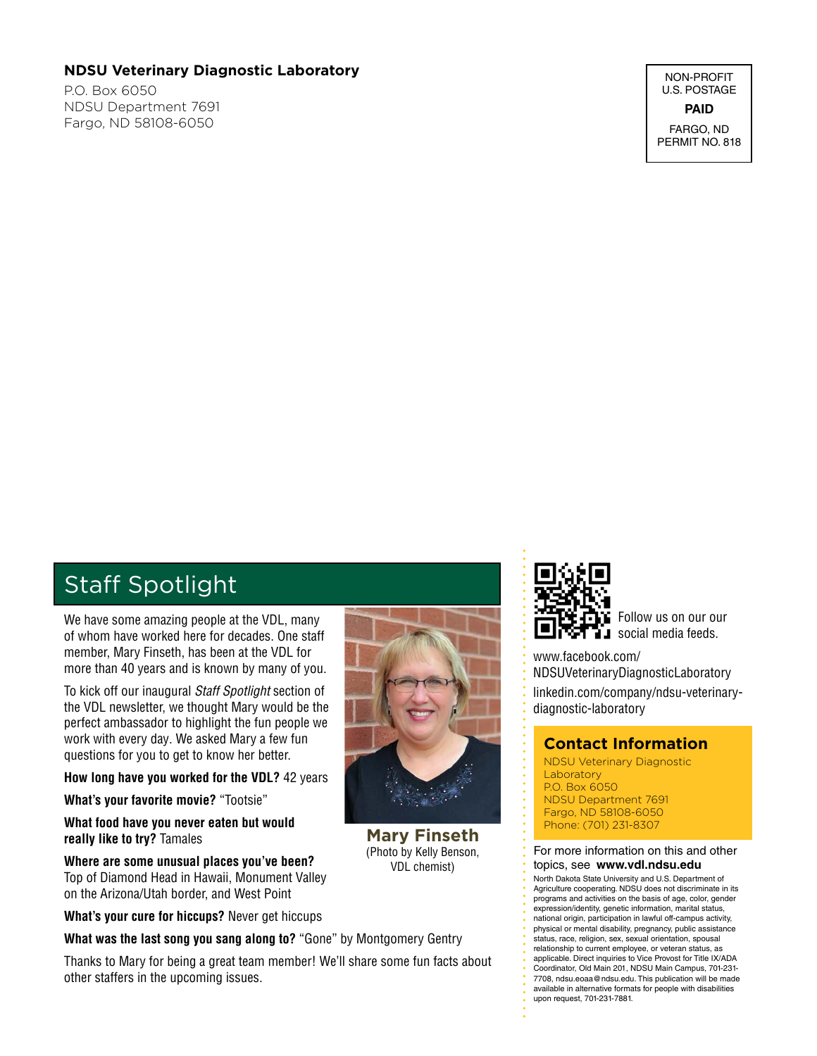**NDSU Veterinary Diagnostic Laboratory**
P.O. Box 6050
NDSU Department 7691
Fargo, ND 58108-6050

NON-PROFIT
U.S. POSTAGE
**PAID**
FARGO, ND
PERMIT NO. 818

## Staff Spotlight

We have some amazing people at the VDL, many of whom have worked here for decades. One staff member, Mary Finseth, has been at the VDL for more than 40 years and is known by many of you.

To kick off our inaugural *Staff Spotlight* section of the VDL newsletter, we thought Mary would be the perfect ambassador to highlight the fun people we work with every day. We asked Mary a few fun questions for you to get to know her better.

**How long have you worked for the VDL?** 42 years

**What's your favorite movie?** "Tootsie"

**What food have you never eaten but would really like to try?** Tamales

**Where are some unusual places you've been?** Top of Diamond Head in Hawaii, Monument Valley on the Arizona/Utah border, and West Point

**What's your cure for hiccups?** Never get hiccups

**What was the last song you sang along to?** "Gone" by Montgomery Gentry

Thanks to Mary for being a great team member! We'll share some fun facts about other staffers in the upcoming issues.

**Mary Finseth**
(Photo by Kelly Benson, VDL chemist)

Follow us on our our social media feeds.

www.facebook.com/NDSUVeterinaryDiagnosticLaboratory

linkedin.com/company/ndsu-veterinary-diagnostic-laboratory

### Contact Information

NDSU Veterinary Diagnostic Laboratory
P.O. Box 6050
NDSU Department 7691
Fargo, ND 58108-6050
Phone: (701) 231-8307

For more information on this and other topics, see **www.vdl.ndsu.edu**

North Dakota State University and U.S. Department of Agriculture cooperating. NDSU does not discriminate in its programs and activities on the basis of age, color, gender expression/identity, genetic information, marital status, national origin, participation in lawful off-campus activity, physical or mental disability, pregnancy, public assistance status, race, religion, sex, sexual orientation, spousal relationship to current employee, or veteran status, as applicable. Direct inquiries to Vice Provost for Title IX/ADA Coordinator, Old Main 201, NDSU Main Campus, 701-231-7708, ndsu.eoaa@ndsu.edu. This publication will be made available in alternative formats for people with disabilities upon request, 701-231-7881.